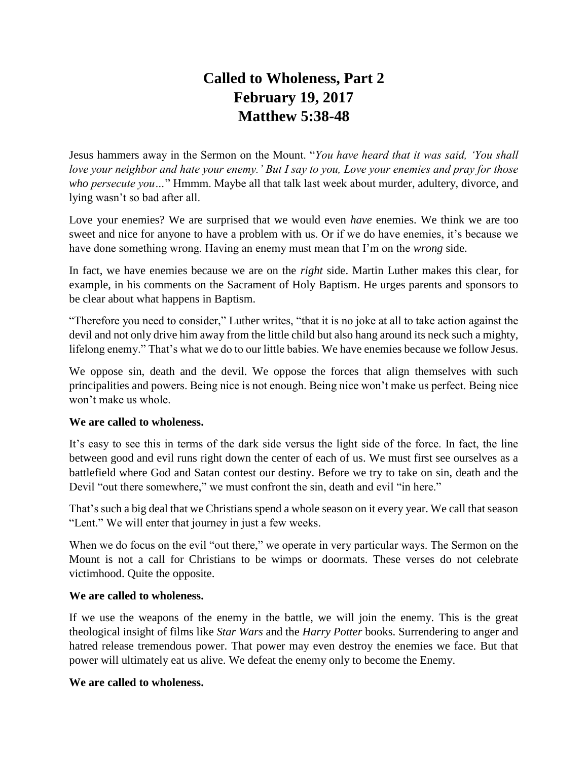# Called to Wholeness, Part 2
# February 19, 2017
# Matthew 5:38-48

Jesus hammers away in the Sermon on the Mount. "*You have heard that it was said, 'You shall love your neighbor and hate your enemy.' But I say to you, Love your enemies and pray for those who persecute you…*" Hmmm. Maybe all that talk last week about murder, adultery, divorce, and lying wasn't so bad after all.

Love your enemies? We are surprised that we would even *have* enemies. We think we are too sweet and nice for anyone to have a problem with us. Or if we do have enemies, it's because we have done something wrong. Having an enemy must mean that I'm on the *wrong* side.

In fact, we have enemies because we are on the *right* side. Martin Luther makes this clear, for example, in his comments on the Sacrament of Holy Baptism. He urges parents and sponsors to be clear about what happens in Baptism.

"Therefore you need to consider," Luther writes, "that it is no joke at all to take action against the devil and not only drive him away from the little child but also hang around its neck such a mighty, lifelong enemy." That's what we do to our little babies. We have enemies because we follow Jesus.

We oppose sin, death and the devil. We oppose the forces that align themselves with such principalities and powers. Being nice is not enough. Being nice won't make us perfect. Being nice won't make us whole.

**We are called to wholeness.**

It's easy to see this in terms of the dark side versus the light side of the force. In fact, the line between good and evil runs right down the center of each of us. We must first see ourselves as a battlefield where God and Satan contest our destiny. Before we try to take on sin, death and the Devil "out there somewhere," we must confront the sin, death and evil "in here."

That's such a big deal that we Christians spend a whole season on it every year. We call that season "Lent." We will enter that journey in just a few weeks.

When we do focus on the evil "out there," we operate in very particular ways. The Sermon on the Mount is not a call for Christians to be wimps or doormats. These verses do not celebrate victimhood. Quite the opposite.

**We are called to wholeness.**

If we use the weapons of the enemy in the battle, we will join the enemy. This is the great theological insight of films like *Star Wars* and the *Harry Potter* books. Surrendering to anger and hatred release tremendous power. That power may even destroy the enemies we face. But that power will ultimately eat us alive. We defeat the enemy only to become the Enemy.

**We are called to wholeness.**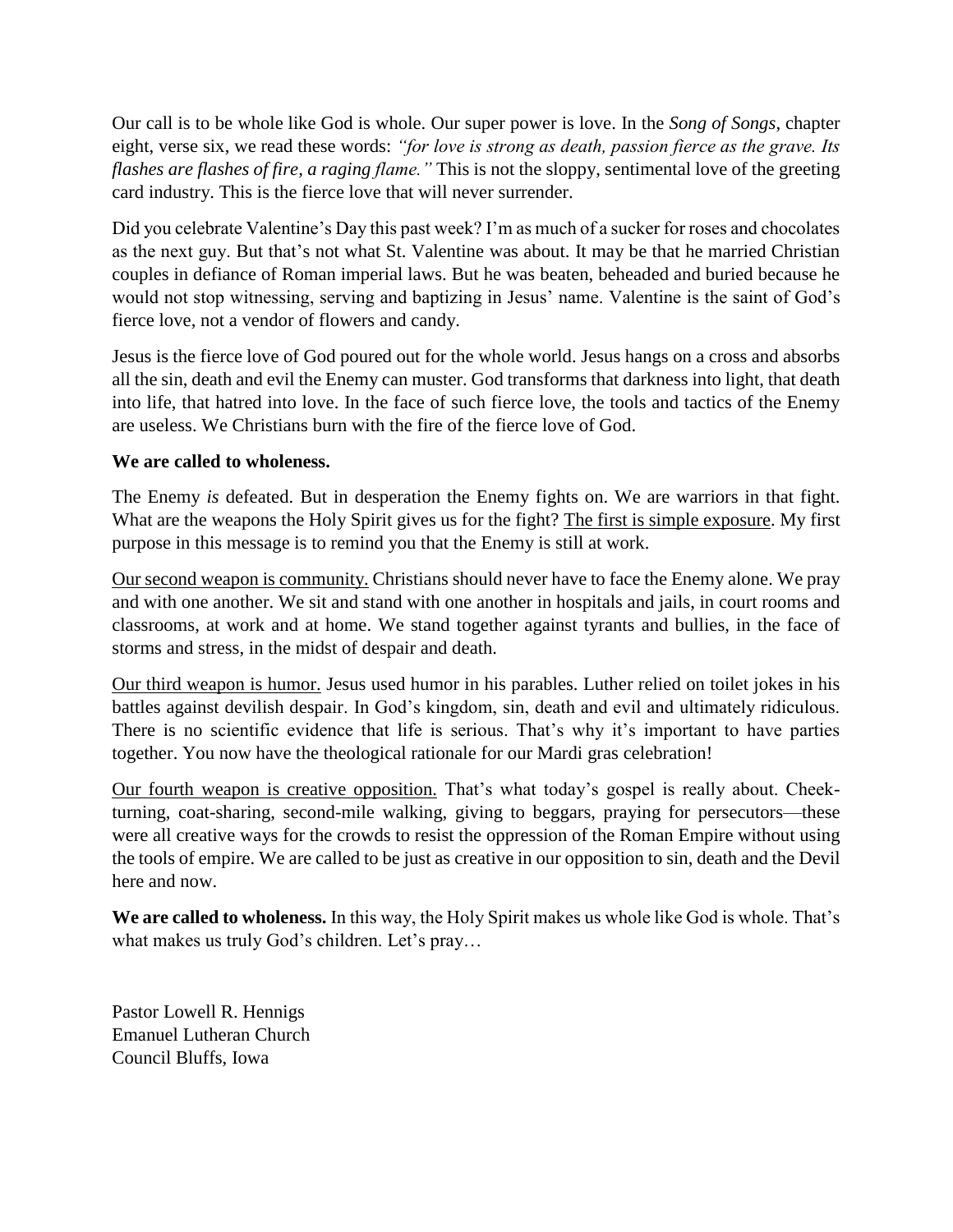Our call is to be whole like God is whole. Our super power is love. In the *Song of Songs*, chapter eight, verse six, we read these words: *"for love is strong as death, passion fierce as the grave. Its flashes are flashes of fire, a raging flame."* This is not the sloppy, sentimental love of the greeting card industry. This is the fierce love that will never surrender.

Did you celebrate Valentine's Day this past week? I'm as much of a sucker for roses and chocolates as the next guy. But that's not what St. Valentine was about. It may be that he married Christian couples in defiance of Roman imperial laws. But he was beaten, beheaded and buried because he would not stop witnessing, serving and baptizing in Jesus' name. Valentine is the saint of God's fierce love, not a vendor of flowers and candy.

Jesus is the fierce love of God poured out for the whole world. Jesus hangs on a cross and absorbs all the sin, death and evil the Enemy can muster. God transforms that darkness into light, that death into life, that hatred into love. In the face of such fierce love, the tools and tactics of the Enemy are useless. We Christians burn with the fire of the fierce love of God.

**We are called to wholeness.**

The Enemy *is* defeated. But in desperation the Enemy fights on. We are warriors in that fight. What are the weapons the Holy Spirit gives us for the fight? <u>The first is simple exposure</u>. My first purpose in this message is to remind you that the Enemy is still at work.

<u>Our second weapon is community.</u> Christians should never have to face the Enemy alone. We pray and with one another. We sit and stand with one another in hospitals and jails, in court rooms and classrooms, at work and at home. We stand together against tyrants and bullies, in the face of storms and stress, in the midst of despair and death.

<u>Our third weapon is humor.</u> Jesus used humor in his parables. Luther relied on toilet jokes in his battles against devilish despair. In God's kingdom, sin, death and evil and ultimately ridiculous. There is no scientific evidence that life is serious. That's why it's important to have parties together. You now have the theological rationale for our Mardi gras celebration!

<u>Our fourth weapon is creative opposition.</u> That's what today's gospel is really about. Cheek-turning, coat-sharing, second-mile walking, giving to beggars, praying for persecutors—these were all creative ways for the crowds to resist the oppression of the Roman Empire without using the tools of empire. We are called to be just as creative in our opposition to sin, death and the Devil here and now.

**We are called to wholeness.** In this way, the Holy Spirit makes us whole like God is whole. That's what makes us truly God's children. Let's pray…

Pastor Lowell R. Hennigs
Emanuel Lutheran Church
Council Bluffs, Iowa